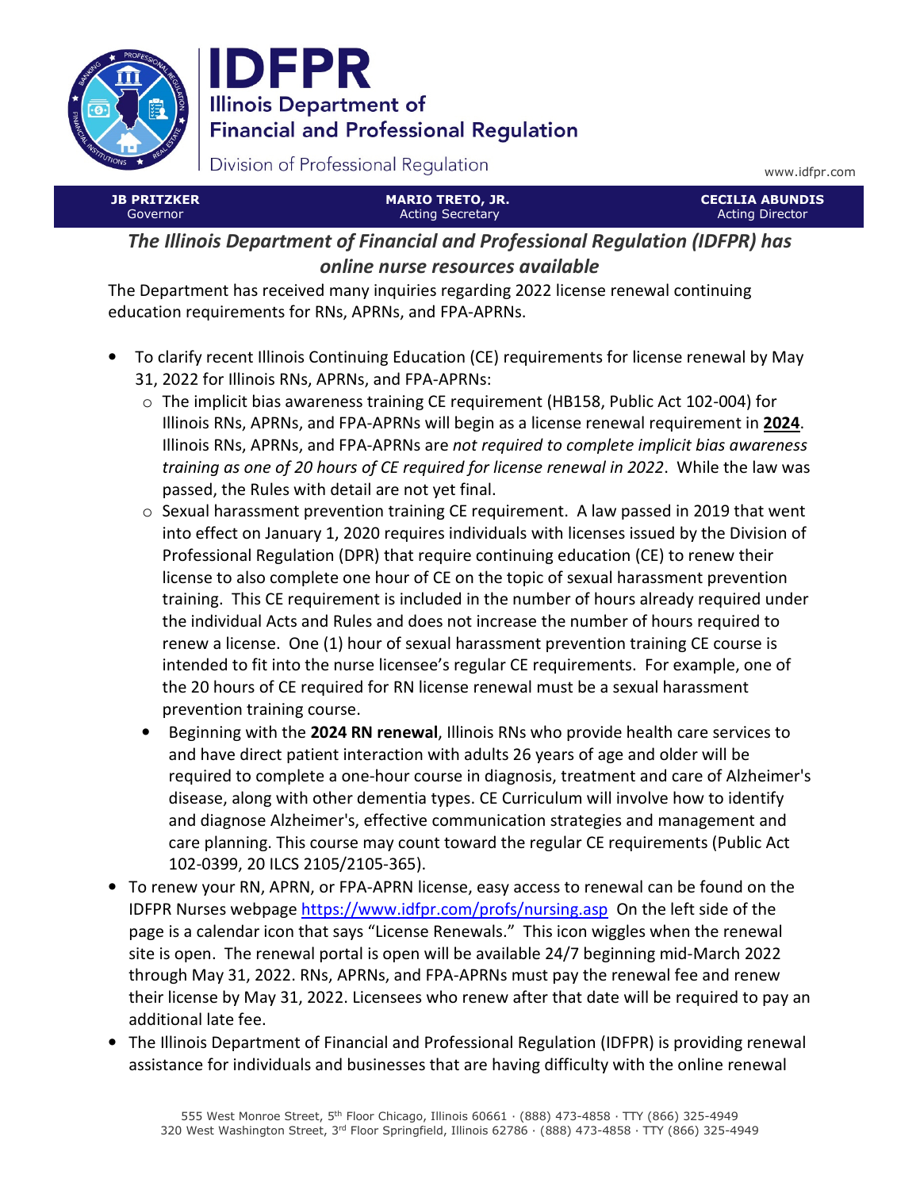# IDFPR

Illinois Department of Financial and Professional Regulation

Division of Professional Regulation

www.idfpr.com

| JB PRITZKER Governor | MARIO TRETO, JR. Acting Secretary | CECILIA ABUNDIS Acting Director |
|---|---|---|

## *The Illinois Department of Financial and Professional Regulation (IDFPR) has online nurse resources available*

The Department has received many inquiries regarding 2022 license renewal continuing education requirements for RNs, APRNs, and FPA-APRNs.

- To clarify recent Illinois Continuing Education (CE) requirements for license renewal by May 31, 2022 for Illinois RNs, APRNs, and FPA-APRNs:
  - The implicit bias awareness training CE requirement (HB158, Public Act 102-004) for Illinois RNs, APRNs, and FPA-APRNs will begin as a license renewal requirement in **2024**. Illinois RNs, APRNs, and FPA-APRNs are *not required to complete implicit bias awareness training as one of 20 hours of CE required for license renewal in 2022*. While the law was passed, the Rules with detail are not yet final.
  - Sexual harassment prevention training CE requirement. A law passed in 2019 that went into effect on January 1, 2020 requires individuals with licenses issued by the Division of Professional Regulation (DPR) that require continuing education (CE) to renew their license to also complete one hour of CE on the topic of sexual harassment prevention training. This CE requirement is included in the number of hours already required under the individual Acts and Rules and does not increase the number of hours required to renew a license. One (1) hour of sexual harassment prevention training CE course is intended to fit into the nurse licensee's regular CE requirements. For example, one of the 20 hours of CE required for RN license renewal must be a sexual harassment prevention training course.
  - Beginning with the **2024 RN renewal**, Illinois RNs who provide health care services to and have direct patient interaction with adults 26 years of age and older will be required to complete a one-hour course in diagnosis, treatment and care of Alzheimer's disease, along with other dementia types. CE Curriculum will involve how to identify and diagnose Alzheimer's, effective communication strategies and management and care planning. This course may count toward the regular CE requirements (Public Act 102-0399, 20 ILCS 2105/2105-365).
- To renew your RN, APRN, or FPA-APRN license, easy access to renewal can be found on the IDFPR Nurses webpage https://www.idfpr.com/profs/nursing.asp On the left side of the page is a calendar icon that says "License Renewals." This icon wiggles when the renewal site is open. The renewal portal is open will be available 24/7 beginning mid-March 2022 through May 31, 2022. RNs, APRNs, and FPA-APRNs must pay the renewal fee and renew their license by May 31, 2022. Licensees who renew after that date will be required to pay an additional late fee.
- The Illinois Department of Financial and Professional Regulation (IDFPR) is providing renewal assistance for individuals and businesses that are having difficulty with the online renewal

555 West Monroe Street, 5th Floor Chicago, Illinois 60661 · (888) 473-4858 · TTY (866) 325-4949
320 West Washington Street, 3rd Floor Springfield, Illinois 62786 · (888) 473-4858 · TTY (866) 325-4949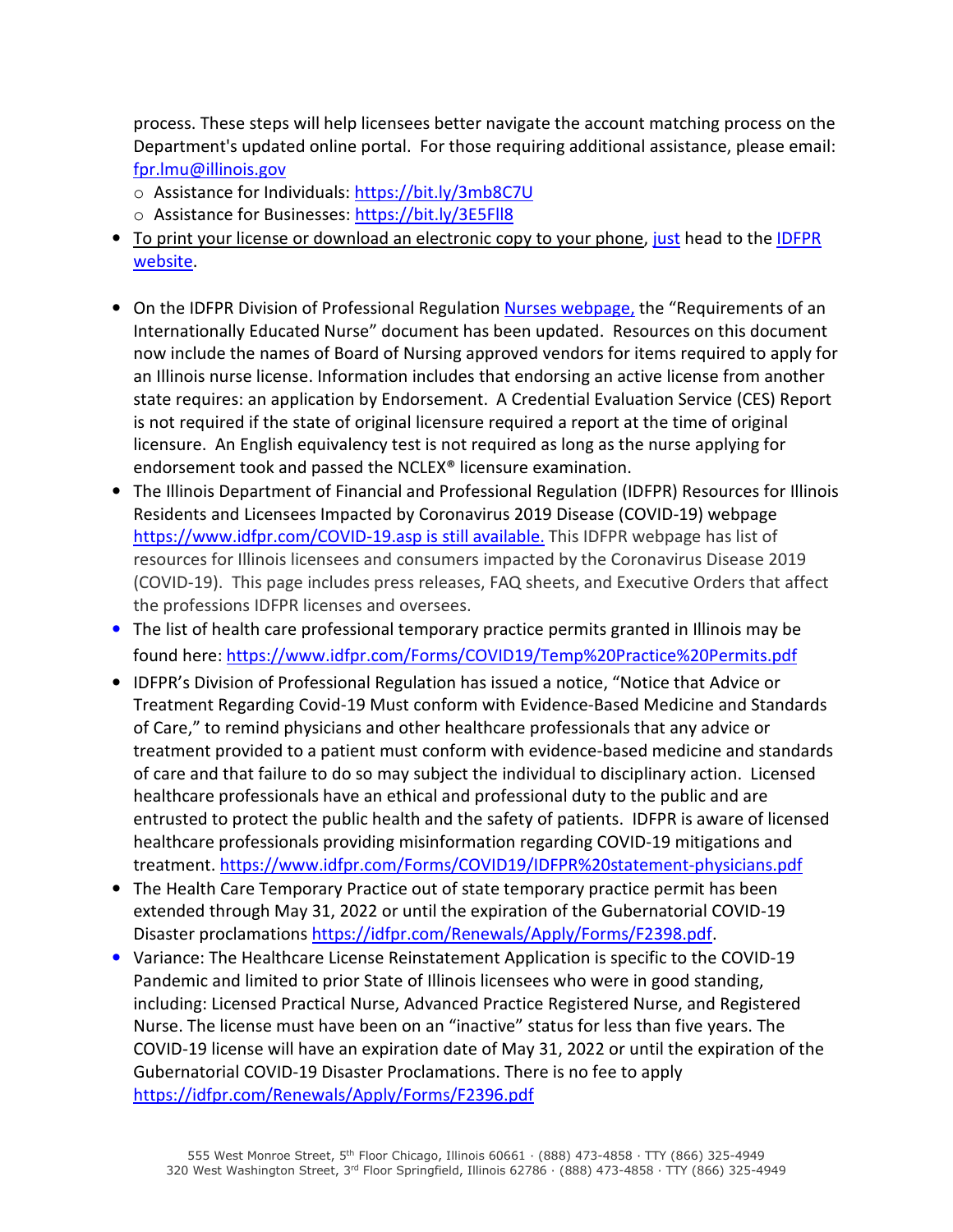process. These steps will help licensees better navigate the account matching process on the Department's updated online portal. For those requiring additional assistance, please email: fpr.lmu@illinois.gov

  - Assistance for Individuals: https://bit.ly/3mb8C7U
  - Assistance for Businesses: https://bit.ly/3E5Fll8

- To print your license or download an electronic copy to your phone, just head to the IDFPR website.

- On the IDFPR Division of Professional Regulation Nurses webpage, the "Requirements of an Internationally Educated Nurse" document has been updated. Resources on this document now include the names of Board of Nursing approved vendors for items required to apply for an Illinois nurse license. Information includes that endorsing an active license from another state requires: an application by Endorsement. A Credential Evaluation Service (CES) Report is not required if the state of original licensure required a report at the time of original licensure. An English equivalency test is not required as long as the nurse applying for endorsement took and passed the NCLEX® licensure examination.
- The Illinois Department of Financial and Professional Regulation (IDFPR) Resources for Illinois Residents and Licensees Impacted by Coronavirus 2019 Disease (COVID-19) webpage https://www.idfpr.com/COVID-19.asp is still available. This IDFPR webpage has list of resources for Illinois licensees and consumers impacted by the Coronavirus Disease 2019 (COVID-19). This page includes press releases, FAQ sheets, and Executive Orders that affect the professions IDFPR licenses and oversees.
- The list of health care professional temporary practice permits granted in Illinois may be found here: https://www.idfpr.com/Forms/COVID19/Temp%20Practice%20Permits.pdf
- IDFPR's Division of Professional Regulation has issued a notice, "Notice that Advice or Treatment Regarding Covid-19 Must conform with Evidence-Based Medicine and Standards of Care," to remind physicians and other healthcare professionals that any advice or treatment provided to a patient must conform with evidence-based medicine and standards of care and that failure to do so may subject the individual to disciplinary action. Licensed healthcare professionals have an ethical and professional duty to the public and are entrusted to protect the public health and the safety of patients. IDFPR is aware of licensed healthcare professionals providing misinformation regarding COVID-19 mitigations and treatment. https://www.idfpr.com/Forms/COVID19/IDFPR%20statement-physicians.pdf
- The Health Care Temporary Practice out of state temporary practice permit has been extended through May 31, 2022 or until the expiration of the Gubernatorial COVID-19 Disaster proclamations https://idfpr.com/Renewals/Apply/Forms/F2398.pdf.
- Variance: The Healthcare License Reinstatement Application is specific to the COVID-19 Pandemic and limited to prior State of Illinois licensees who were in good standing, including: Licensed Practical Nurse, Advanced Practice Registered Nurse, and Registered Nurse. The license must have been on an "inactive" status for less than five years. The COVID-19 license will have an expiration date of May 31, 2022 or until the expiration of the Gubernatorial COVID-19 Disaster Proclamations. There is no fee to apply https://idfpr.com/Renewals/Apply/Forms/F2396.pdf

555 West Monroe Street, 5th Floor Chicago, Illinois 60661 · (888) 473-4858 · TTY (866) 325-4949
320 West Washington Street, 3rd Floor Springfield, Illinois 62786 · (888) 473-4858 · TTY (866) 325-4949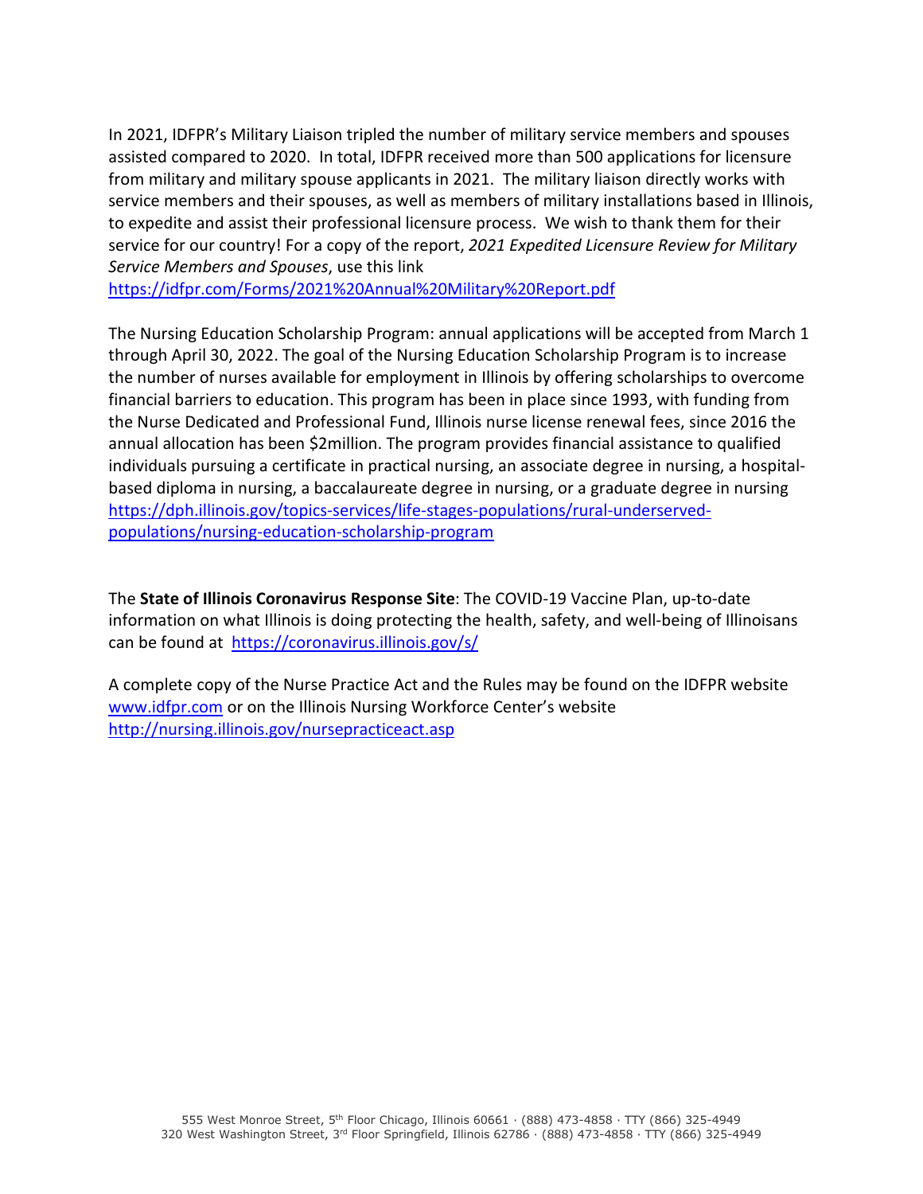In 2021, IDFPR's Military Liaison tripled the number of military service members and spouses assisted compared to 2020. In total, IDFPR received more than 500 applications for licensure from military and military spouse applicants in 2021. The military liaison directly works with service members and their spouses, as well as members of military installations based in Illinois, to expedite and assist their professional licensure process. We wish to thank them for their service for our country! For a copy of the report, *2021 Expedited Licensure Review for Military Service Members and Spouses*, use this link https://idfpr.com/Forms/2021%20Annual%20Military%20Report.pdf

The Nursing Education Scholarship Program: annual applications will be accepted from March 1 through April 30, 2022. The goal of the Nursing Education Scholarship Program is to increase the number of nurses available for employment in Illinois by offering scholarships to overcome financial barriers to education. This program has been in place since 1993, with funding from the Nurse Dedicated and Professional Fund, Illinois nurse license renewal fees, since 2016 the annual allocation has been $2million. The program provides financial assistance to qualified individuals pursuing a certificate in practical nursing, an associate degree in nursing, a hospital-based diploma in nursing, a baccalaureate degree in nursing, or a graduate degree in nursing https://dph.illinois.gov/topics-services/life-stages-populations/rural-underserved-populations/nursing-education-scholarship-program

The **State of Illinois Coronavirus Response Site**: The COVID-19 Vaccine Plan, up-to-date information on what Illinois is doing protecting the health, safety, and well-being of Illinoisans can be found at https://coronavirus.illinois.gov/s/

A complete copy of the Nurse Practice Act and the Rules may be found on the IDFPR website www.idfpr.com or on the Illinois Nursing Workforce Center's website http://nursing.illinois.gov/nursepracticeact.asp